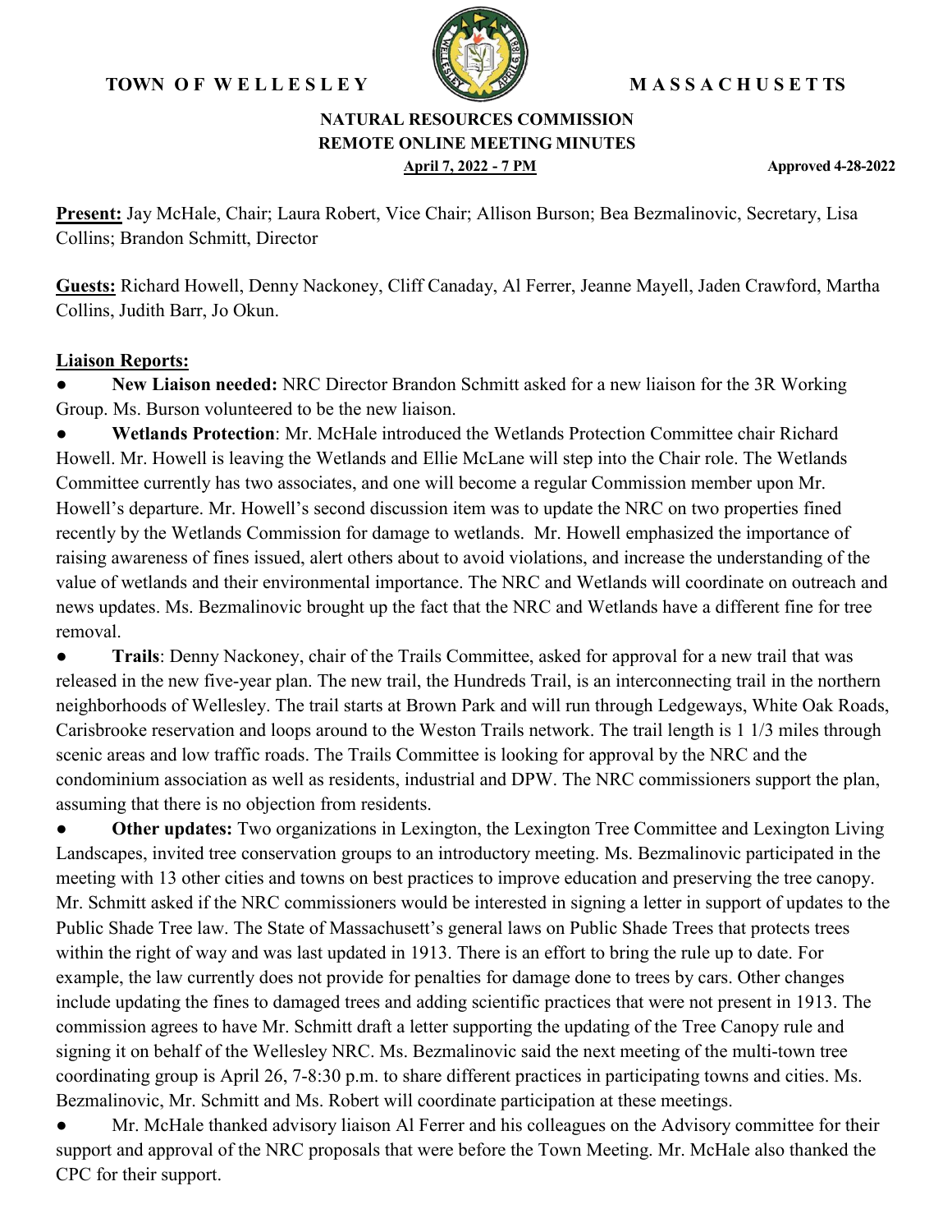**TOWN OF WELLESLEY** **MASSACHUSETTS**

**NATURAL RESOURCES COMMISSION**
**REMOTE ONLINE MEETING MINUTES**
**April 7, 2022 - 7 PM** **Approved 4-28-2022**

**Present:** Jay McHale, Chair; Laura Robert, Vice Chair; Allison Burson; Bea Bezmalinovic, Secretary, Lisa Collins; Brandon Schmitt, Director

**Guests:** Richard Howell, Denny Nackoney, Cliff Canaday, Al Ferrer, Jeanne Mayell, Jaden Crawford, Martha Collins, Judith Barr, Jo Okun.

**Liaison Reports:**

- **New Liaison needed:** NRC Director Brandon Schmitt asked for a new liaison for the 3R Working Group. Ms. Burson volunteered to be the new liaison.
- **Wetlands Protection**: Mr. McHale introduced the Wetlands Protection Committee chair Richard Howell. Mr. Howell is leaving the Wetlands and Ellie McLane will step into the Chair role. The Wetlands Committee currently has two associates, and one will become a regular Commission member upon Mr. Howell's departure. Mr. Howell's second discussion item was to update the NRC on two properties fined recently by the Wetlands Commission for damage to wetlands. Mr. Howell emphasized the importance of raising awareness of fines issued, alert others about to avoid violations, and increase the understanding of the value of wetlands and their environmental importance. The NRC and Wetlands will coordinate on outreach and news updates. Ms. Bezmalinovic brought up the fact that the NRC and Wetlands have a different fine for tree removal.
- **Trails**: Denny Nackoney, chair of the Trails Committee, asked for approval for a new trail that was released in the new five-year plan. The new trail, the Hundreds Trail, is an interconnecting trail in the northern neighborhoods of Wellesley. The trail starts at Brown Park and will run through Ledgeways, White Oak Roads, Carisbrooke reservation and loops around to the Weston Trails network. The trail length is 1 1/3 miles through scenic areas and low traffic roads. The Trails Committee is looking for approval by the NRC and the condominium association as well as residents, industrial and DPW. The NRC commissioners support the plan, assuming that there is no objection from residents.
- **Other updates:** Two organizations in Lexington, the Lexington Tree Committee and Lexington Living Landscapes, invited tree conservation groups to an introductory meeting. Ms. Bezmalinovic participated in the meeting with 13 other cities and towns on best practices to improve education and preserving the tree canopy. Mr. Schmitt asked if the NRC commissioners would be interested in signing a letter in support of updates to the Public Shade Tree law. The State of Massachusett's general laws on Public Shade Trees that protects trees within the right of way and was last updated in 1913. There is an effort to bring the rule up to date. For example, the law currently does not provide for penalties for damage done to trees by cars. Other changes include updating the fines to damaged trees and adding scientific practices that were not present in 1913. The commission agrees to have Mr. Schmitt draft a letter supporting the updating of the Tree Canopy rule and signing it on behalf of the Wellesley NRC. Ms. Bezmalinovic said the next meeting of the multi-town tree coordinating group is April 26, 7-8:30 p.m. to share different practices in participating towns and cities. Ms. Bezmalinovic, Mr. Schmitt and Ms. Robert will coordinate participation at these meetings.
- Mr. McHale thanked advisory liaison Al Ferrer and his colleagues on the Advisory committee for their support and approval of the NRC proposals that were before the Town Meeting. Mr. McHale also thanked the CPC for their support.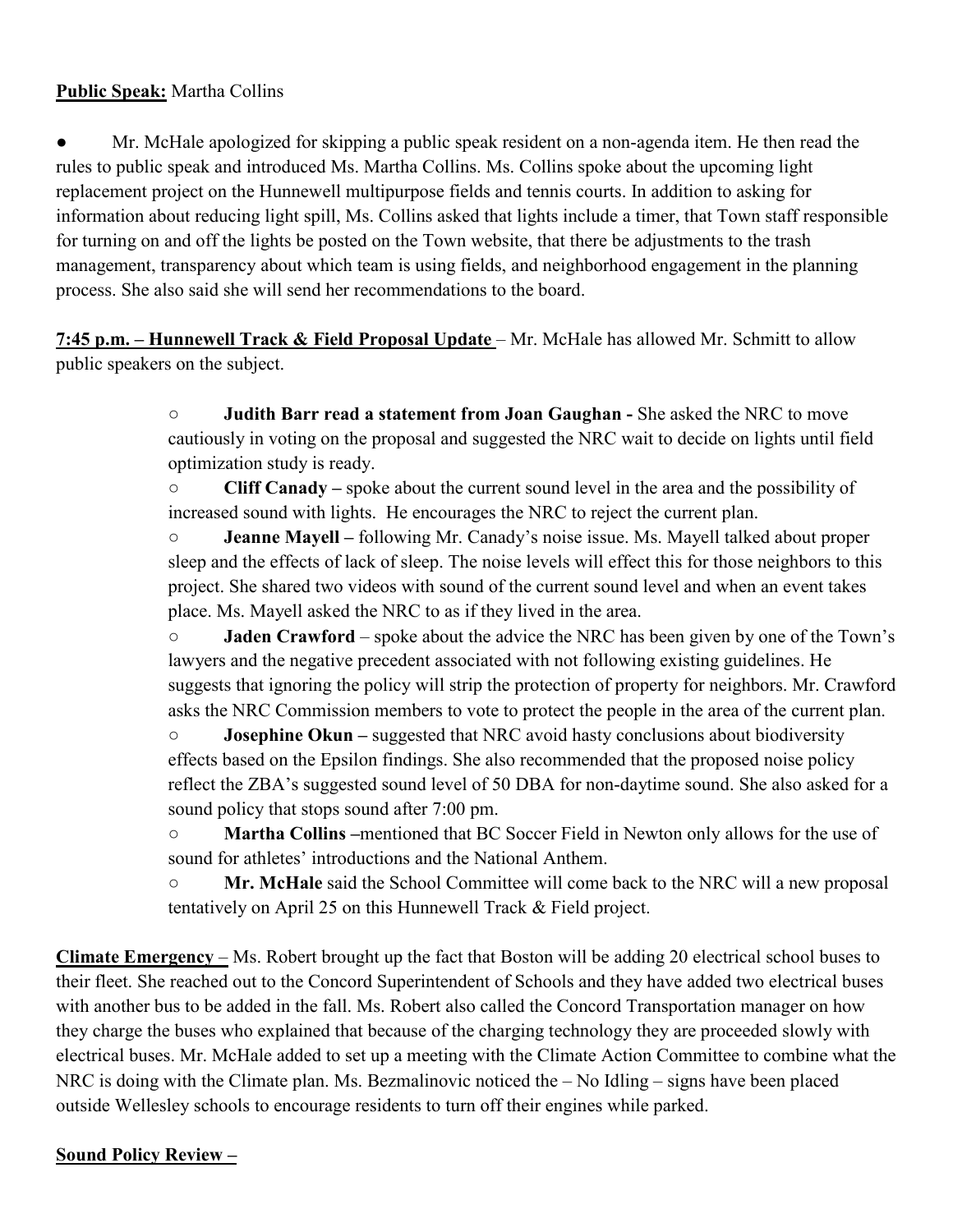**Public Speak:** Martha Collins

- Mr. McHale apologized for skipping a public speak resident on a non-agenda item. He then read the rules to public speak and introduced Ms. Martha Collins. Ms. Collins spoke about the upcoming light replacement project on the Hunnewell multipurpose fields and tennis courts. In addition to asking for information about reducing light spill, Ms. Collins asked that lights include a timer, that Town staff responsible for turning on and off the lights be posted on the Town website, that there be adjustments to the trash management, transparency about which team is using fields, and neighborhood engagement in the planning process. She also said she will send her recommendations to the board.

**7:45 p.m. – Hunnewell Track & Field Proposal Update** – Mr. McHale has allowed Mr. Schmitt to allow public speakers on the subject.

- **Judith Barr read a statement from Joan Gaughan -** She asked the NRC to move cautiously in voting on the proposal and suggested the NRC wait to decide on lights until field optimization study is ready.
- **Cliff Canady –** spoke about the current sound level in the area and the possibility of increased sound with lights. He encourages the NRC to reject the current plan.
- **Jeanne Mayell –** following Mr. Canady's noise issue. Ms. Mayell talked about proper sleep and the effects of lack of sleep. The noise levels will effect this for those neighbors to this project. She shared two videos with sound of the current sound level and when an event takes place. Ms. Mayell asked the NRC to as if they lived in the area.
- **Jaden Crawford** – spoke about the advice the NRC has been given by one of the Town's lawyers and the negative precedent associated with not following existing guidelines. He suggests that ignoring the policy will strip the protection of property for neighbors. Mr. Crawford asks the NRC Commission members to vote to protect the people in the area of the current plan.
- **Josephine Okun –** suggested that NRC avoid hasty conclusions about biodiversity effects based on the Epsilon findings. She also recommended that the proposed noise policy reflect the ZBA's suggested sound level of 50 DBA for non-daytime sound. She also asked for a sound policy that stops sound after 7:00 pm.
- **Martha Collins –**mentioned that BC Soccer Field in Newton only allows for the use of sound for athletes' introductions and the National Anthem.
- **Mr. McHale** said the School Committee will come back to the NRC will a new proposal tentatively on April 25 on this Hunnewell Track & Field project.

**Climate Emergency** – Ms. Robert brought up the fact that Boston will be adding 20 electrical school buses to their fleet. She reached out to the Concord Superintendent of Schools and they have added two electrical buses with another bus to be added in the fall. Ms. Robert also called the Concord Transportation manager on how they charge the buses who explained that because of the charging technology they are proceeded slowly with electrical buses. Mr. McHale added to set up a meeting with the Climate Action Committee to combine what the NRC is doing with the Climate plan. Ms. Bezmalinovic noticed the – No Idling – signs have been placed outside Wellesley schools to encourage residents to turn off their engines while parked.

**Sound Policy Review –**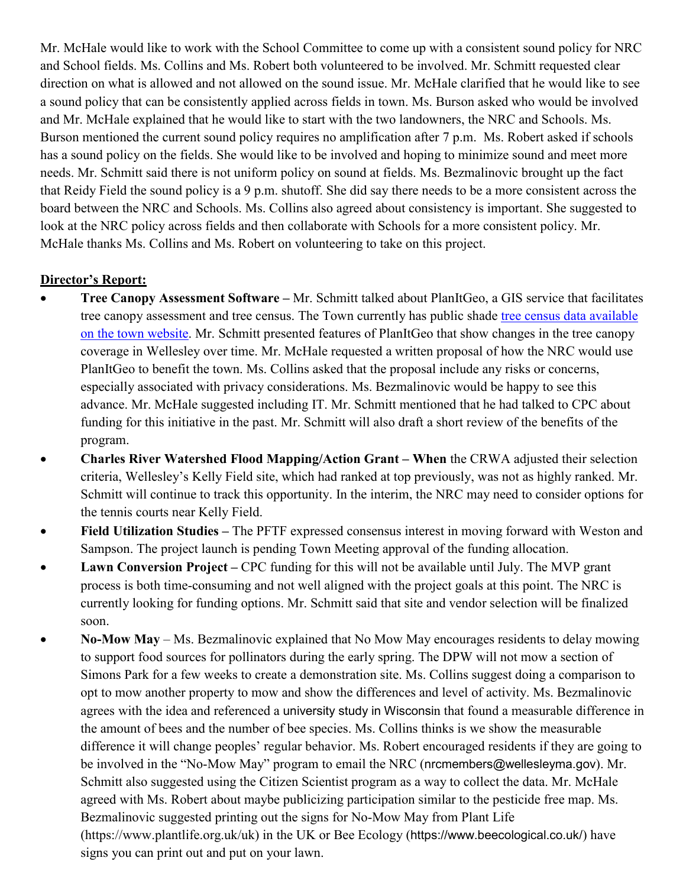Mr. McHale would like to work with the School Committee to come up with a consistent sound policy for NRC and School fields. Ms. Collins and Ms. Robert both volunteered to be involved. Mr. Schmitt requested clear direction on what is allowed and not allowed on the sound issue. Mr. McHale clarified that he would like to see a sound policy that can be consistently applied across fields in town. Ms. Burson asked who would be involved and Mr. McHale explained that he would like to start with the two landowners, the NRC and Schools. Ms. Burson mentioned the current sound policy requires no amplification after 7 p.m. Ms. Robert asked if schools has a sound policy on the fields. She would like to be involved and hoping to minimize sound and meet more needs. Mr. Schmitt said there is not uniform policy on sound at fields. Ms. Bezmalinovic brought up the fact that Reidy Field the sound policy is a 9 p.m. shutoff. She did say there needs to be a more consistent across the board between the NRC and Schools. Ms. Collins also agreed about consistency is important. She suggested to look at the NRC policy across fields and then collaborate with Schools for a more consistent policy. Mr. McHale thanks Ms. Collins and Ms. Robert on volunteering to take on this project.

**Director's Report:**

- **Tree Canopy Assessment Software –** Mr. Schmitt talked about PlanItGeo, a GIS service that facilitates tree canopy assessment and tree census. The Town currently has public shade [tree census data available on the town website](). Mr. Schmitt presented features of PlanItGeo that show changes in the tree canopy coverage in Wellesley over time. Mr. McHale requested a written proposal of how the NRC would use PlanItGeo to benefit the town. Ms. Collins asked that the proposal include any risks or concerns, especially associated with privacy considerations. Ms. Bezmalinovic would be happy to see this advance. Mr. McHale suggested including IT. Mr. Schmitt mentioned that he had talked to CPC about funding for this initiative in the past. Mr. Schmitt will also draft a short review of the benefits of the program.
- **Charles River Watershed Flood Mapping/Action Grant – When** the CRWA adjusted their selection criteria, Wellesley's Kelly Field site, which had ranked at top previously, was not as highly ranked. Mr. Schmitt will continue to track this opportunity. In the interim, the NRC may need to consider options for the tennis courts near Kelly Field.
- **Field Utilization Studies –** The PFTF expressed consensus interest in moving forward with Weston and Sampson. The project launch is pending Town Meeting approval of the funding allocation.
- **Lawn Conversion Project –** CPC funding for this will not be available until July. The MVP grant process is both time-consuming and not well aligned with the project goals at this point. The NRC is currently looking for funding options. Mr. Schmitt said that site and vendor selection will be finalized soon.
- **No-Mow May** – Ms. Bezmalinovic explained that No Mow May encourages residents to delay mowing to support food sources for pollinators during the early spring. The DPW will not mow a section of Simons Park for a few weeks to create a demonstration site. Ms. Collins suggest doing a comparison to opt to mow another property to mow and show the differences and level of activity. Ms. Bezmalinovic agrees with the idea and referenced a university study in Wisconsin that found a measurable difference in the amount of bees and the number of bee species. Ms. Collins thinks is we show the measurable difference it will change peoples' regular behavior. Ms. Robert encouraged residents if they are going to be involved in the "No-Mow May" program to email the NRC (nrcmembers@wellesleyma.gov). Mr. Schmitt also suggested using the Citizen Scientist program as a way to collect the data. Mr. McHale agreed with Ms. Robert about maybe publicizing participation similar to the pesticide free map. Ms. Bezmalinovic suggested printing out the signs for No-Mow May from Plant Life (https://www.plantlife.org.uk/uk) in the UK or Bee Ecology (https://www.beecological.co.uk/) have signs you can print out and put on your lawn.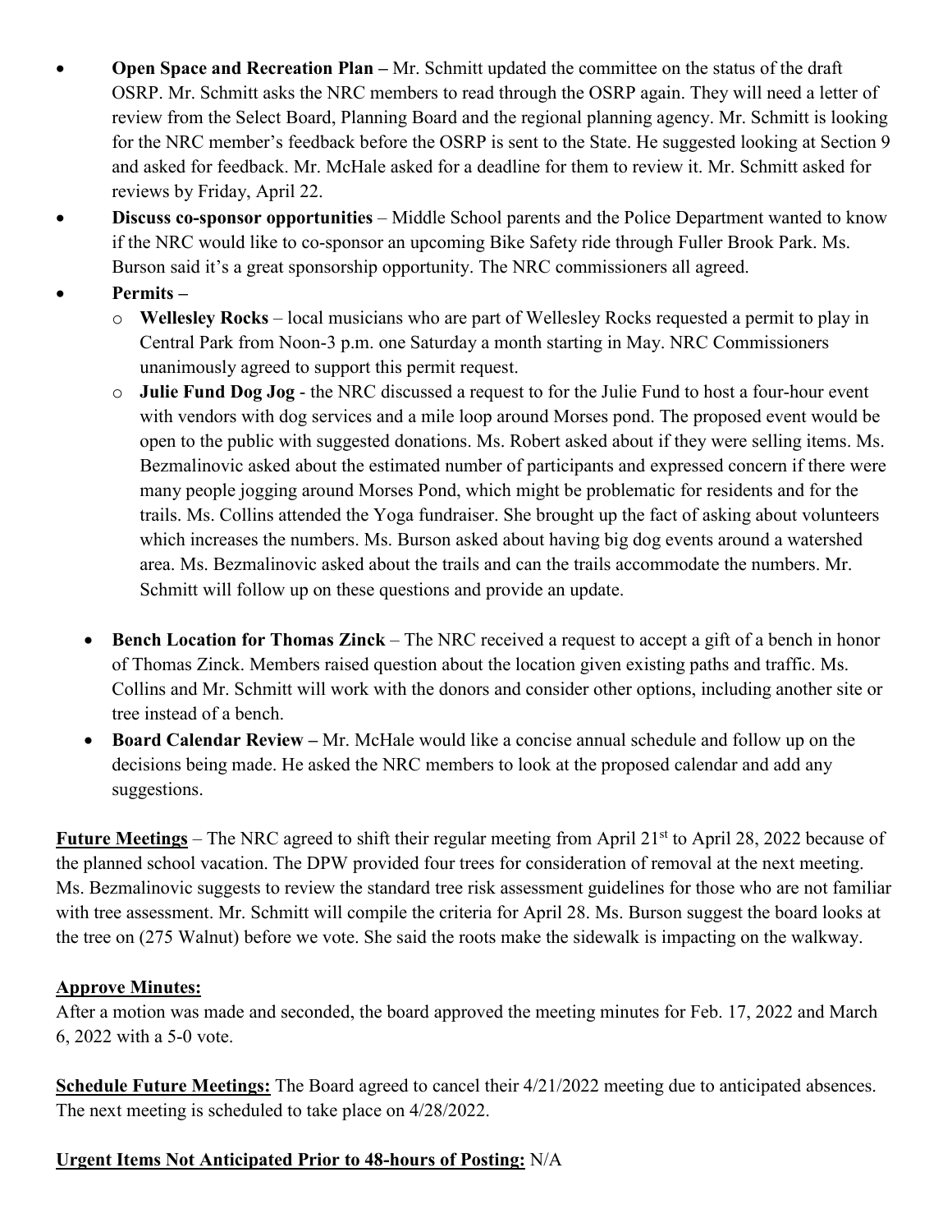- **Open Space and Recreation Plan –** Mr. Schmitt updated the committee on the status of the draft OSRP. Mr. Schmitt asks the NRC members to read through the OSRP again. They will need a letter of review from the Select Board, Planning Board and the regional planning agency. Mr. Schmitt is looking for the NRC member's feedback before the OSRP is sent to the State. He suggested looking at Section 9 and asked for feedback. Mr. McHale asked for a deadline for them to review it. Mr. Schmitt asked for reviews by Friday, April 22.
- **Discuss co-sponsor opportunities** – Middle School parents and the Police Department wanted to know if the NRC would like to co-sponsor an upcoming Bike Safety ride through Fuller Brook Park. Ms. Burson said it's a great sponsorship opportunity. The NRC commissioners all agreed.
- **Permits –**
  - **Wellesley Rocks** – local musicians who are part of Wellesley Rocks requested a permit to play in Central Park from Noon-3 p.m. one Saturday a month starting in May. NRC Commissioners unanimously agreed to support this permit request.
  - **Julie Fund Dog Jog** - the NRC discussed a request to for the Julie Fund to host a four-hour event with vendors with dog services and a mile loop around Morses pond. The proposed event would be open to the public with suggested donations. Ms. Robert asked about if they were selling items. Ms. Bezmalinovic asked about the estimated number of participants and expressed concern if there were many people jogging around Morses Pond, which might be problematic for residents and for the trails. Ms. Collins attended the Yoga fundraiser. She brought up the fact of asking about volunteers which increases the numbers. Ms. Burson asked about having big dog events around a watershed area. Ms. Bezmalinovic asked about the trails and can the trails accommodate the numbers. Mr. Schmitt will follow up on these questions and provide an update.
- **Bench Location for Thomas Zinck** – The NRC received a request to accept a gift of a bench in honor of Thomas Zinck. Members raised question about the location given existing paths and traffic. Ms. Collins and Mr. Schmitt will work with the donors and consider other options, including another site or tree instead of a bench.
- **Board Calendar Review –** Mr. McHale would like a concise annual schedule and follow up on the decisions being made. He asked the NRC members to look at the proposed calendar and add any suggestions.

**Future Meetings** – The NRC agreed to shift their regular meeting from April 21st to April 28, 2022 because of the planned school vacation. The DPW provided four trees for consideration of removal at the next meeting. Ms. Bezmalinovic suggests to review the standard tree risk assessment guidelines for those who are not familiar with tree assessment. Mr. Schmitt will compile the criteria for April 28. Ms. Burson suggest the board looks at the tree on (275 Walnut) before we vote. She said the roots make the sidewalk is impacting on the walkway.

**Approve Minutes:**

After a motion was made and seconded, the board approved the meeting minutes for Feb. 17, 2022 and March 6, 2022 with a 5-0 vote.

**Schedule Future Meetings:** The Board agreed to cancel their 4/21/2022 meeting due to anticipated absences. The next meeting is scheduled to take place on 4/28/2022.

**Urgent Items Not Anticipated Prior to 48-hours of Posting:** N/A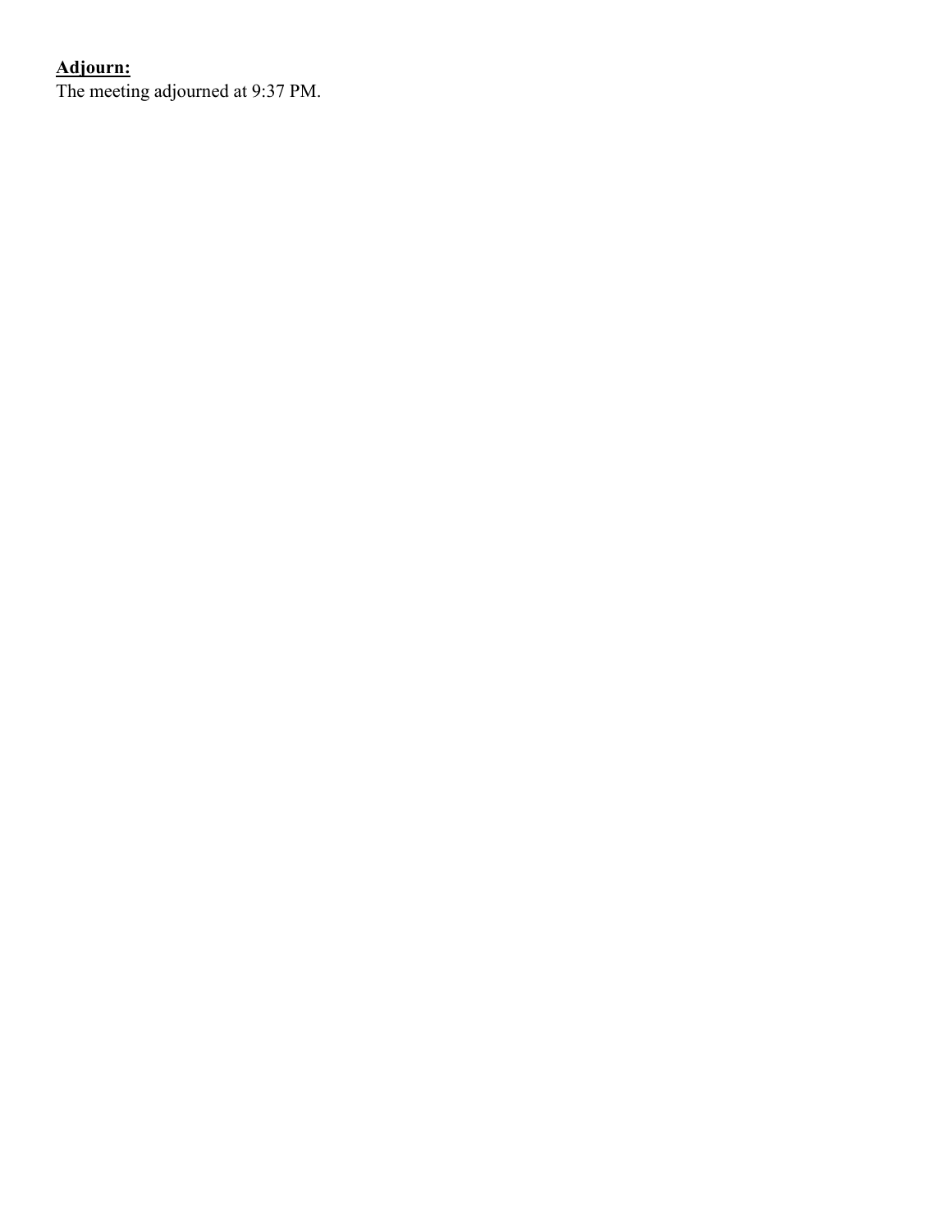**Adjourn:**
The meeting adjourned at 9:37 PM.